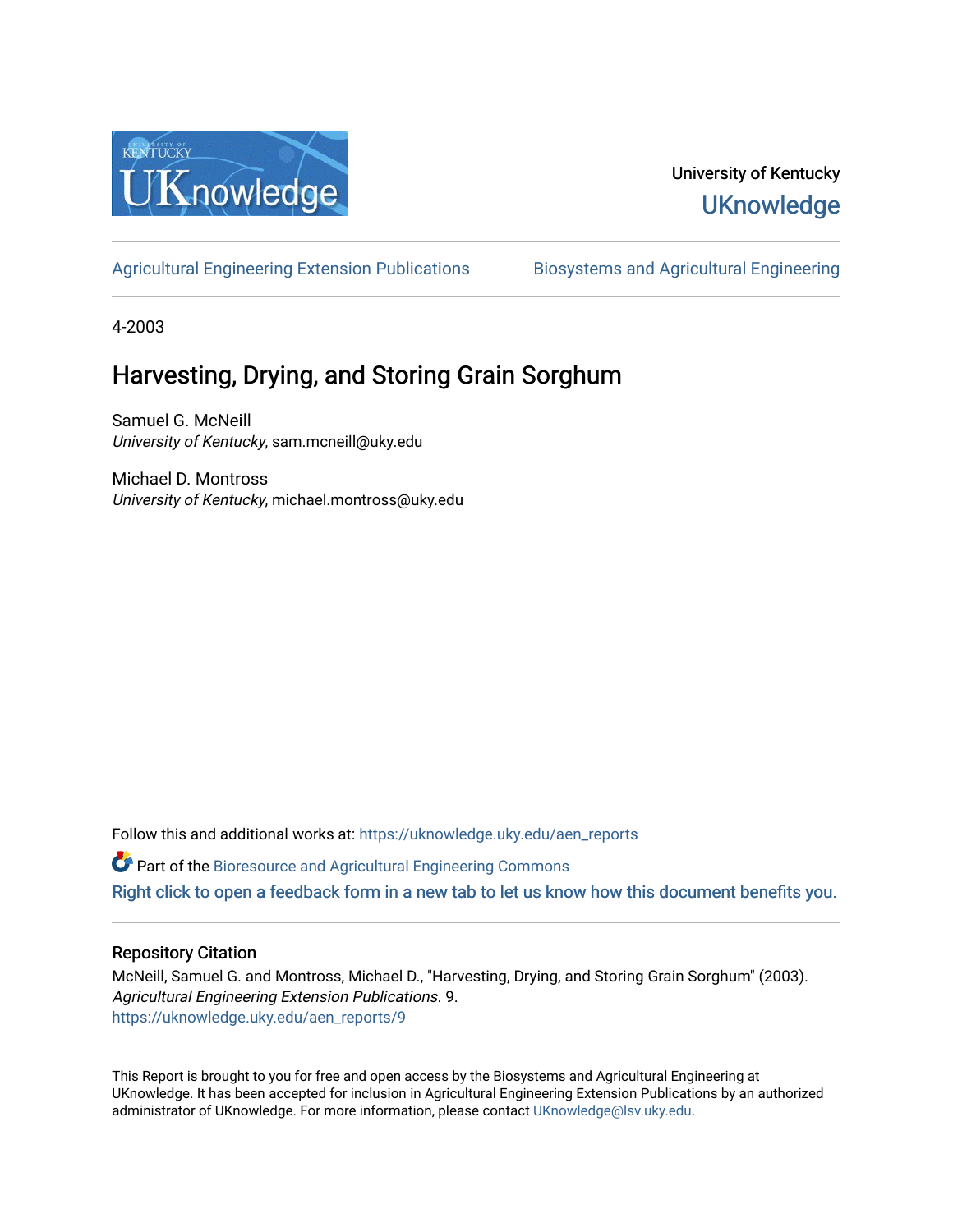University of Kentucky

UKnowledge

Agricultural Engineering Extension Publications | Biosystems and Agricultural Engineering

4-2003

# Harvesting, Drying, and Storing Grain Sorghum

Samuel G. McNeill
*University of Kentucky*, sam.mcneill@uky.edu

Michael D. Montross
*University of Kentucky*, michael.montross@uky.edu

Follow this and additional works at: https://uknowledge.uky.edu/aen_reports

Part of the Bioresource and Agricultural Engineering Commons

Right click to open a feedback form in a new tab to let us know how this document benefits you.

## Repository Citation

McNeill, Samuel G. and Montross, Michael D., "Harvesting, Drying, and Storing Grain Sorghum" (2003). *Agricultural Engineering Extension Publications*. 9.
https://uknowledge.uky.edu/aen_reports/9

This Report is brought to you for free and open access by the Biosystems and Agricultural Engineering at UKnowledge. It has been accepted for inclusion in Agricultural Engineering Extension Publications by an authorized administrator of UKnowledge. For more information, please contact UKnowledge@lsv.uky.edu.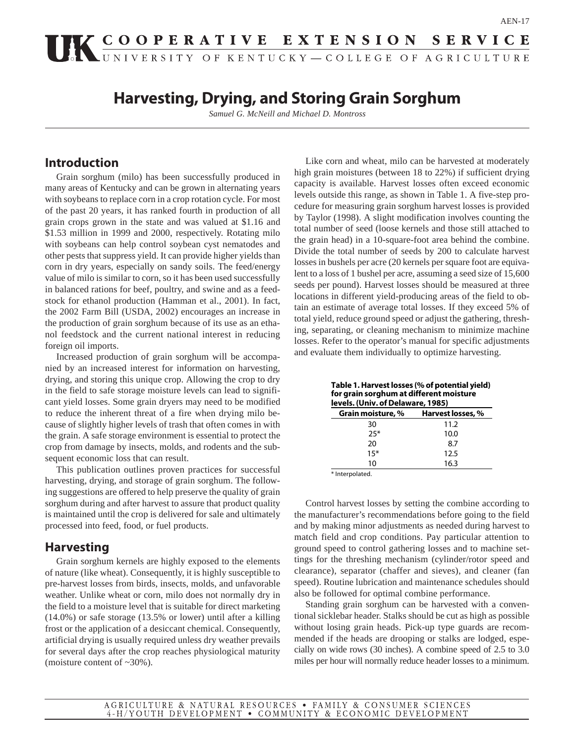# Harvesting, Drying, and Storing Grain Sorghum

*Samuel G. McNeill and Michael D. Montross*

## Introduction

Grain sorghum (milo) has been successfully produced in many areas of Kentucky and can be grown in alternating years with soybeans to replace corn in a crop rotation cycle. For most of the past 20 years, it has ranked fourth in production of all grain crops grown in the state and was valued at $1.16 and $1.53 million in 1999 and 2000, respectively. Rotating milo with soybeans can help control soybean cyst nematodes and other pests that suppress yield. It can provide higher yields than corn in dry years, especially on sandy soils. The feed/energy value of milo is similar to corn, so it has been used successfully in balanced rations for beef, poultry, and swine and as a feedstock for ethanol production (Hamman et al., 2001). In fact, the 2002 Farm Bill (USDA, 2002) encourages an increase in the production of grain sorghum because of its use as an ethanol feedstock and the current national interest in reducing foreign oil imports.

Increased production of grain sorghum will be accompanied by an increased interest for information on harvesting, drying, and storing this unique crop. Allowing the crop to dry in the field to safe storage moisture levels can lead to significant yield losses. Some grain dryers may need to be modified to reduce the inherent threat of a fire when drying milo because of slightly higher levels of trash that often comes in with the grain. A safe storage environment is essential to protect the crop from damage by insects, molds, and rodents and the subsequent economic loss that can result.

This publication outlines proven practices for successful harvesting, drying, and storage of grain sorghum. The following suggestions are offered to help preserve the quality of grain sorghum during and after harvest to assure that product quality is maintained until the crop is delivered for sale and ultimately processed into feed, food, or fuel products.

## Harvesting

Grain sorghum kernels are highly exposed to the elements of nature (like wheat). Consequently, it is highly susceptible to pre-harvest losses from birds, insects, molds, and unfavorable weather. Unlike wheat or corn, milo does not normally dry in the field to a moisture level that is suitable for direct marketing (14.0%) or safe storage (13.5% or lower) until after a killing frost or the application of a desiccant chemical. Consequently, artificial drying is usually required unless dry weather prevails for several days after the crop reaches physiological maturity (moisture content of ~30%).

Like corn and wheat, milo can be harvested at moderately high grain moistures (between 18 to 22%) if sufficient drying capacity is available. Harvest losses often exceed economic levels outside this range, as shown in Table 1. A five-step procedure for measuring grain sorghum harvest losses is provided by Taylor (1998). A slight modification involves counting the total number of seed (loose kernels and those still attached to the grain head) in a 10-square-foot area behind the combine. Divide the total number of seeds by 200 to calculate harvest losses in bushels per acre (20 kernels per square foot are equivalent to a loss of 1 bushel per acre, assuming a seed size of 15,600 seeds per pound). Harvest losses should be measured at three locations in different yield-producing areas of the field to obtain an estimate of average total losses. If they exceed 5% of total yield, reduce ground speed or adjust the gathering, threshing, separating, or cleaning mechanism to minimize machine losses. Refer to the operator's manual for specific adjustments and evaluate them individually to optimize harvesting.

**Table 1. Harvest losses (% of potential yield) for grain sorghum at different moisture levels. (Univ. of Delaware, 1985)**

| Grain moisture, % | Harvest losses, % |
|---|---|
| 30 | 11.2 |
| 25* | 10.0 |
| 20 | 8.7 |
| 15* | 12.5 |
| 10 | 16.3 |

\* Interpolated.

Control harvest losses by setting the combine according to the manufacturer's recommendations before going to the field and by making minor adjustments as needed during harvest to match field and crop conditions. Pay particular attention to ground speed to control gathering losses and to machine settings for the threshing mechanism (cylinder/rotor speed and clearance), separator (chaffer and sieves), and cleaner (fan speed). Routine lubrication and maintenance schedules should also be followed for optimal combine performance.

Standing grain sorghum can be harvested with a conventional sicklebar header. Stalks should be cut as high as possible without losing grain heads. Pick-up type guards are recommended if the heads are drooping or stalks are lodged, especially on wide rows (30 inches). A combine speed of 2.5 to 3.0 miles per hour will normally reduce header losses to a minimum.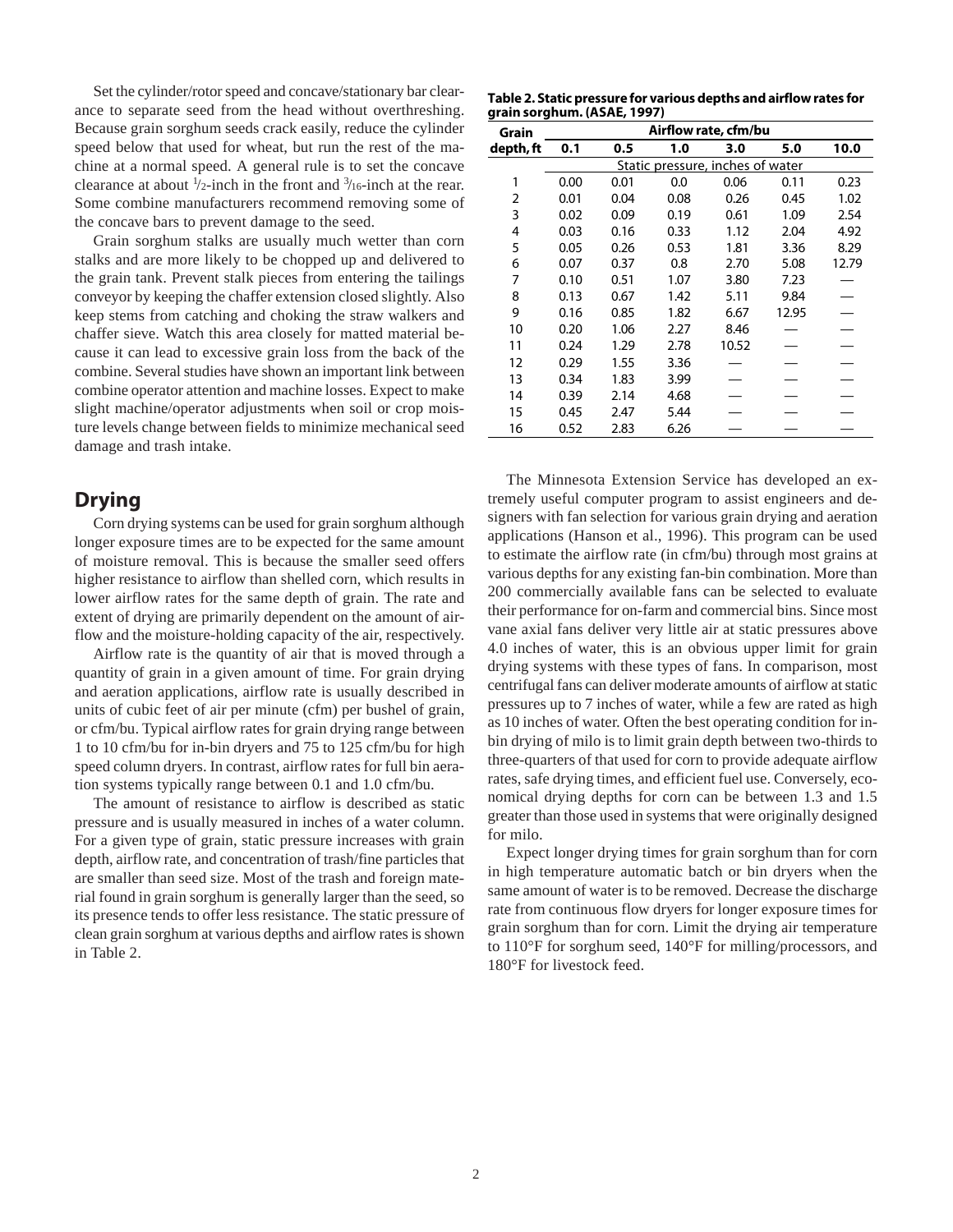Set the cylinder/rotor speed and concave/stationary bar clearance to separate seed from the head without overthreshing. Because grain sorghum seeds crack easily, reduce the cylinder speed below that used for wheat, but run the rest of the machine at a normal speed. A general rule is to set the concave clearance at about 1/2-inch in the front and 3/16-inch at the rear. Some combine manufacturers recommend removing some of the concave bars to prevent damage to the seed.

Grain sorghum stalks are usually much wetter than corn stalks and are more likely to be chopped up and delivered to the grain tank. Prevent stalk pieces from entering the tailings conveyor by keeping the chaffer extension closed slightly. Also keep stems from catching and choking the straw walkers and chaffer sieve. Watch this area closely for matted material because it can lead to excessive grain loss from the back of the combine. Several studies have shown an important link between combine operator attention and machine losses. Expect to make slight machine/operator adjustments when soil or crop moisture levels change between fields to minimize mechanical seed damage and trash intake.

## Drying

Corn drying systems can be used for grain sorghum although longer exposure times are to be expected for the same amount of moisture removal. This is because the smaller seed offers higher resistance to airflow than shelled corn, which results in lower airflow rates for the same depth of grain. The rate and extent of drying are primarily dependent on the amount of airflow and the moisture-holding capacity of the air, respectively.

Airflow rate is the quantity of air that is moved through a quantity of grain in a given amount of time. For grain drying and aeration applications, airflow rate is usually described in units of cubic feet of air per minute (cfm) per bushel of grain, or cfm/bu. Typical airflow rates for grain drying range between 1 to 10 cfm/bu for in-bin dryers and 75 to 125 cfm/bu for high speed column dryers. In contrast, airflow rates for full bin aeration systems typically range between 0.1 and 1.0 cfm/bu.

The amount of resistance to airflow is described as static pressure and is usually measured in inches of a water column. For a given type of grain, static pressure increases with grain depth, airflow rate, and concentration of trash/fine particles that are smaller than seed size. Most of the trash and foreign material found in grain sorghum is generally larger than the seed, so its presence tends to offer less resistance. The static pressure of clean grain sorghum at various depths and airflow rates is shown in Table 2.

**Table 2. Static pressure for various depths and airflow rates for grain sorghum. (ASAE, 1997)**

| Grain depth, ft | Airflow rate, cfm/bu | | | | | |
|---|---|---|---|---|---|---|
| | 0.1 | 0.5 | 1.0 | 3.0 | 5.0 | 10.0 |
| | Static pressure, inches of water | | | | | |
| 1 | 0.00 | 0.01 | 0.0 | 0.06 | 0.11 | 0.23 |
| 2 | 0.01 | 0.04 | 0.08 | 0.26 | 0.45 | 1.02 |
| 3 | 0.02 | 0.09 | 0.19 | 0.61 | 1.09 | 2.54 |
| 4 | 0.03 | 0.16 | 0.33 | 1.12 | 2.04 | 4.92 |
| 5 | 0.05 | 0.26 | 0.53 | 1.81 | 3.36 | 8.29 |
| 6 | 0.07 | 0.37 | 0.8 | 2.70 | 5.08 | 12.79 |
| 7 | 0.10 | 0.51 | 1.07 | 3.80 | 7.23 | — |
| 8 | 0.13 | 0.67 | 1.42 | 5.11 | 9.84 | — |
| 9 | 0.16 | 0.85 | 1.82 | 6.67 | 12.95 | — |
| 10 | 0.20 | 1.06 | 2.27 | 8.46 | — | — |
| 11 | 0.24 | 1.29 | 2.78 | 10.52 | — | — |
| 12 | 0.29 | 1.55 | 3.36 | — | — | — |
| 13 | 0.34 | 1.83 | 3.99 | — | — | — |
| 14 | 0.39 | 2.14 | 4.68 | — | — | — |
| 15 | 0.45 | 2.47 | 5.44 | — | — | — |
| 16 | 0.52 | 2.83 | 6.26 | — | — | — |

The Minnesota Extension Service has developed an extremely useful computer program to assist engineers and designers with fan selection for various grain drying and aeration applications (Hanson et al., 1996). This program can be used to estimate the airflow rate (in cfm/bu) through most grains at various depths for any existing fan-bin combination. More than 200 commercially available fans can be selected to evaluate their performance for on-farm and commercial bins. Since most vane axial fans deliver very little air at static pressures above 4.0 inches of water, this is an obvious upper limit for grain drying systems with these types of fans. In comparison, most centrifugal fans can deliver moderate amounts of airflow at static pressures up to 7 inches of water, while a few are rated as high as 10 inches of water. Often the best operating condition for in-bin drying of milo is to limit grain depth between two-thirds to three-quarters of that used for corn to provide adequate airflow rates, safe drying times, and efficient fuel use. Conversely, economical drying depths for corn can be between 1.3 and 1.5 greater than those used in systems that were originally designed for milo.

Expect longer drying times for grain sorghum than for corn in high temperature automatic batch or bin dryers when the same amount of water is to be removed. Decrease the discharge rate from continuous flow dryers for longer exposure times for grain sorghum than for corn. Limit the drying air temperature to 110°F for sorghum seed, 140°F for milling/processors, and 180°F for livestock feed.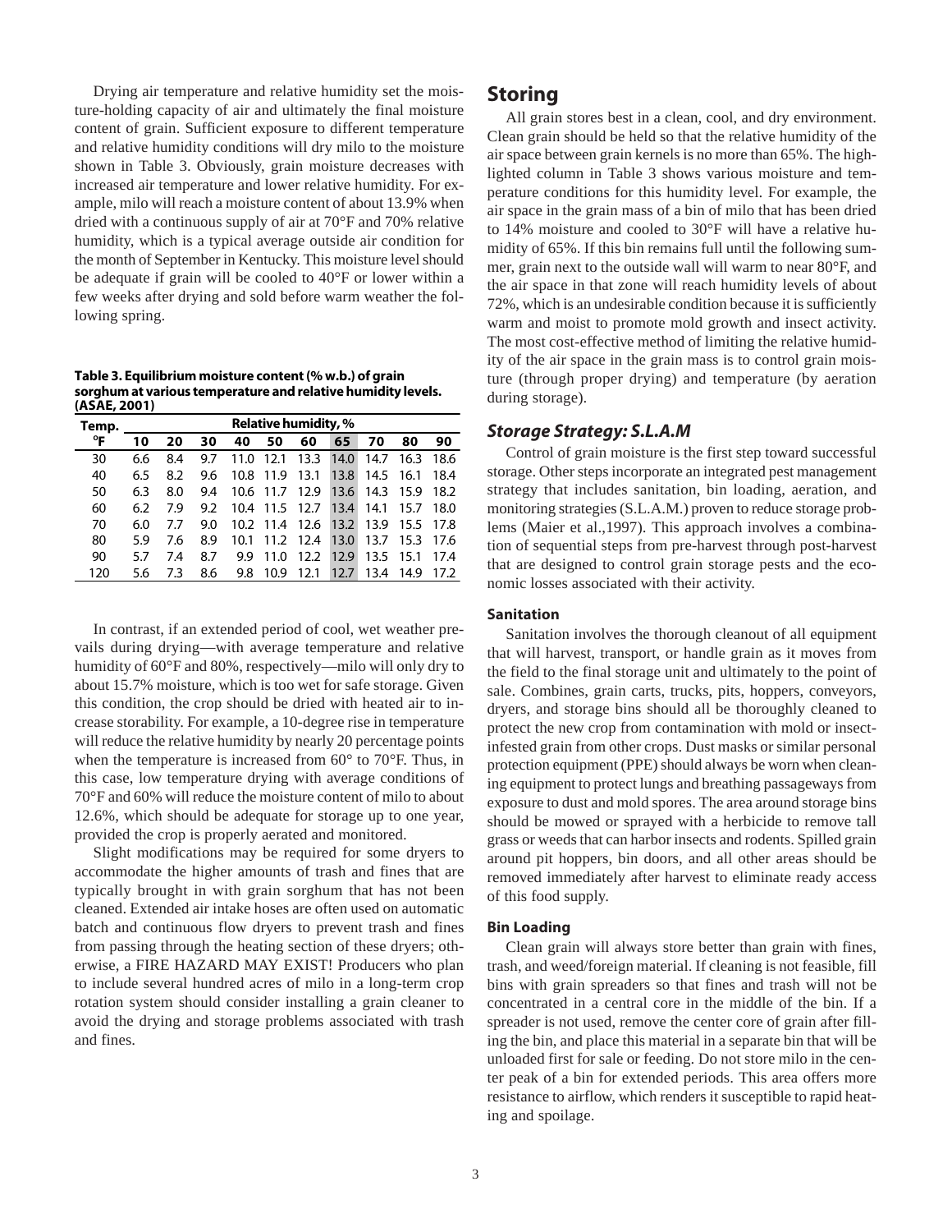Drying air temperature and relative humidity set the moisture-holding capacity of air and ultimately the final moisture content of grain. Sufficient exposure to different temperature and relative humidity conditions will dry milo to the moisture shown in Table 3. Obviously, grain moisture decreases with increased air temperature and lower relative humidity. For example, milo will reach a moisture content of about 13.9% when dried with a continuous supply of air at 70°F and 70% relative humidity, which is a typical average outside air condition for the month of September in Kentucky. This moisture level should be adequate if grain will be cooled to 40°F or lower within a few weeks after drying and sold before warm weather the following spring.

**Table 3. Equilibrium moisture content (% w.b.) of grain sorghum at various temperature and relative humidity levels. (ASAE, 2001)**

| Temp. °F | Relative humidity, % | | | | | | | | |
|---|---|---|---|---|---|---|---|---|---|
| | 10 | 20 | 30 | 40 | 50 | 60 | 65 | 70 | 80 | 90 |
| 30 | 6.6 | 8.4 | 9.7 | 11.0 | 12.1 | 13.3 | 14.0 | 14.7 | 16.3 | 18.6 |
| 40 | 6.5 | 8.2 | 9.6 | 10.8 | 11.9 | 13.1 | 13.8 | 14.5 | 16.1 | 18.4 |
| 50 | 6.3 | 8.0 | 9.4 | 10.6 | 11.7 | 12.9 | 13.6 | 14.3 | 15.9 | 18.2 |
| 60 | 6.2 | 7.9 | 9.2 | 10.4 | 11.5 | 12.7 | 13.4 | 14.1 | 15.7 | 18.0 |
| 70 | 6.0 | 7.7 | 9.0 | 10.2 | 11.4 | 12.6 | 13.2 | 13.9 | 15.5 | 17.8 |
| 80 | 5.9 | 7.6 | 8.9 | 10.1 | 11.2 | 12.4 | 13.0 | 13.7 | 15.3 | 17.6 |
| 90 | 5.7 | 7.4 | 8.7 | 9.9 | 11.0 | 12.2 | 12.9 | 13.5 | 15.1 | 17.4 |
| 120 | 5.6 | 7.3 | 8.6 | 9.8 | 10.9 | 12.1 | 12.7 | 13.4 | 14.9 | 17.2 |

In contrast, if an extended period of cool, wet weather prevails during drying—with average temperature and relative humidity of 60°F and 80%, respectively—milo will only dry to about 15.7% moisture, which is too wet for safe storage. Given this condition, the crop should be dried with heated air to increase storability. For example, a 10-degree rise in temperature will reduce the relative humidity by nearly 20 percentage points when the temperature is increased from 60° to 70°F. Thus, in this case, low temperature drying with average conditions of 70°F and 60% will reduce the moisture content of milo to about 12.6%, which should be adequate for storage up to one year, provided the crop is properly aerated and monitored.

Slight modifications may be required for some dryers to accommodate the higher amounts of trash and fines that are typically brought in with grain sorghum that has not been cleaned. Extended air intake hoses are often used on automatic batch and continuous flow dryers to prevent trash and fines from passing through the heating section of these dryers; otherwise, a FIRE HAZARD MAY EXIST! Producers who plan to include several hundred acres of milo in a long-term crop rotation system should consider installing a grain cleaner to avoid the drying and storage problems associated with trash and fines.

## Storing

All grain stores best in a clean, cool, and dry environment. Clean grain should be held so that the relative humidity of the air space between grain kernels is no more than 65%. The highlighted column in Table 3 shows various moisture and temperature conditions for this humidity level. For example, the air space in the grain mass of a bin of milo that has been dried to 14% moisture and cooled to 30°F will have a relative humidity of 65%. If this bin remains full until the following summer, grain next to the outside wall will warm to near 80°F, and the air space in that zone will reach humidity levels of about 72%, which is an undesirable condition because it is sufficiently warm and moist to promote mold growth and insect activity. The most cost-effective method of limiting the relative humidity of the air space in the grain mass is to control grain moisture (through proper drying) and temperature (by aeration during storage).

### *Storage Strategy: S.L.A.M*

Control of grain moisture is the first step toward successful storage. Other steps incorporate an integrated pest management strategy that includes sanitation, bin loading, aeration, and monitoring strategies (S.L.A.M.) proven to reduce storage problems (Maier et al.,1997). This approach involves a combination of sequential steps from pre-harvest through post-harvest that are designed to control grain storage pests and the economic losses associated with their activity.

#### Sanitation

Sanitation involves the thorough cleanout of all equipment that will harvest, transport, or handle grain as it moves from the field to the final storage unit and ultimately to the point of sale. Combines, grain carts, trucks, pits, hoppers, conveyors, dryers, and storage bins should all be thoroughly cleaned to protect the new crop from contamination with mold or insect-infested grain from other crops. Dust masks or similar personal protection equipment (PPE) should always be worn when cleaning equipment to protect lungs and breathing passageways from exposure to dust and mold spores. The area around storage bins should be mowed or sprayed with a herbicide to remove tall grass or weeds that can harbor insects and rodents. Spilled grain around pit hoppers, bin doors, and all other areas should be removed immediately after harvest to eliminate ready access of this food supply.

#### Bin Loading

Clean grain will always store better than grain with fines, trash, and weed/foreign material. If cleaning is not feasible, fill bins with grain spreaders so that fines and trash will not be concentrated in a central core in the middle of the bin. If a spreader is not used, remove the center core of grain after filling the bin, and place this material in a separate bin that will be unloaded first for sale or feeding. Do not store milo in the center peak of a bin for extended periods. This area offers more resistance to airflow, which renders it susceptible to rapid heating and spoilage.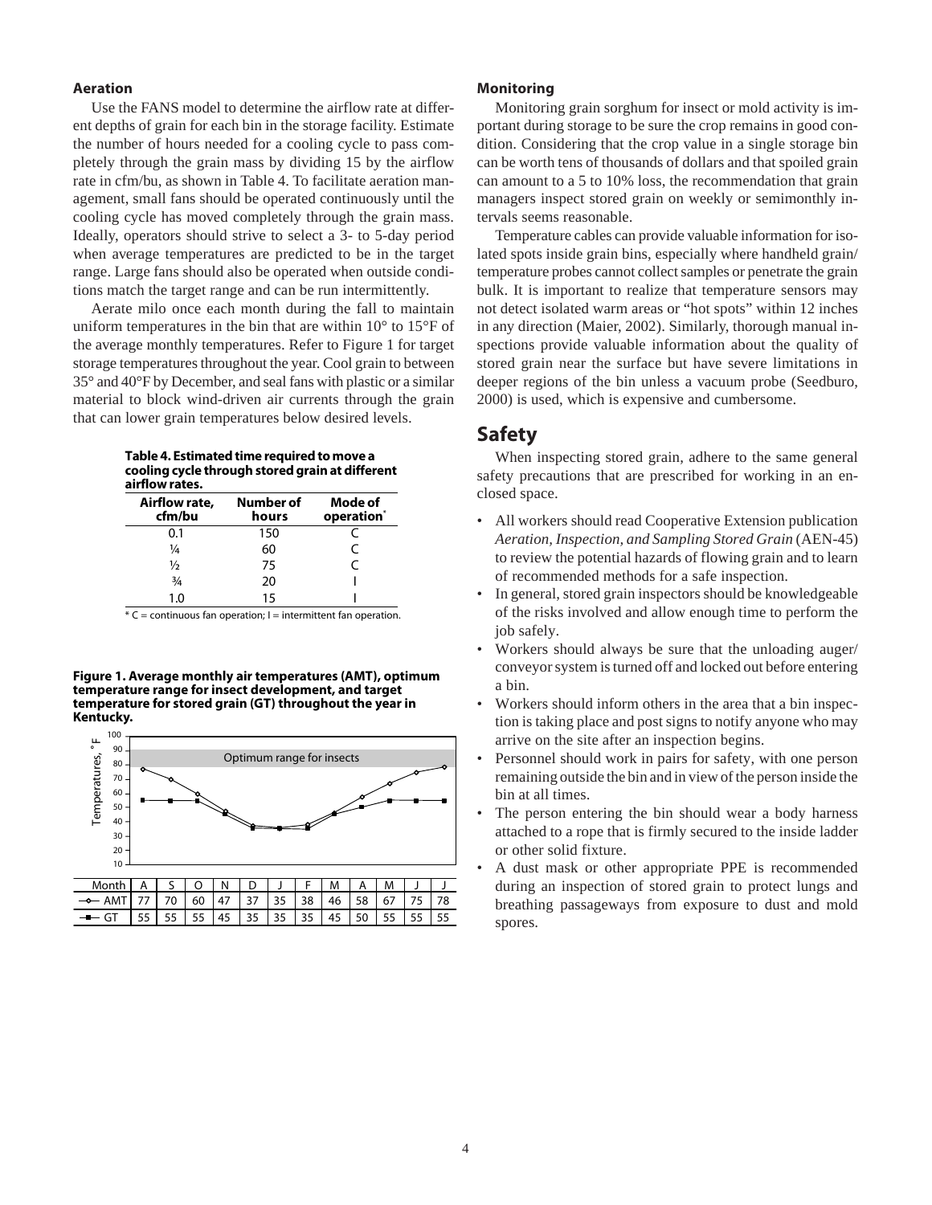### Aeration

Use the FANS model to determine the airflow rate at different depths of grain for each bin in the storage facility. Estimate the number of hours needed for a cooling cycle to pass completely through the grain mass by dividing 15 by the airflow rate in cfm/bu, as shown in Table 4. To facilitate aeration management, small fans should be operated continuously until the cooling cycle has moved completely through the grain mass. Ideally, operators should strive to select a 3- to 5-day period when average temperatures are predicted to be in the target range. Large fans should also be operated when outside conditions match the target range and can be run intermittently.

Aerate milo once each month during the fall to maintain uniform temperatures in the bin that are within 10° to 15°F of the average monthly temperatures. Refer to Figure 1 for target storage temperatures throughout the year. Cool grain to between 35° and 40°F by December, and seal fans with plastic or a similar material to block wind-driven air currents through the grain that can lower grain temperatures below desired levels.

**Table 4. Estimated time required to move a cooling cycle through stored grain at different airflow rates.**

| Airflow rate, cfm/bu | Number of hours | Mode of operation* |
|---|---|---|
| 0.1 | 150 | C |
| ¼ | 60 | C |
| ½ | 75 | C |
| ¾ | 20 | I |
| 1.0 | 15 | I |

\* C = continuous fan operation; I = intermittent fan operation.

**Figure 1. Average monthly air temperatures (AMT), optimum temperature range for insect development, and target temperature for stored grain (GT) throughout the year in Kentucky.**

| Month | A | S | O | N | D | J | F | M | A | M | J | J |
|---|---|---|---|---|---|---|---|---|---|---|---|---|
| AMT | 77 | 70 | 60 | 47 | 37 | 35 | 38 | 46 | 58 | 67 | 75 | 78 |
| GT | 55 | 55 | 55 | 45 | 35 | 35 | 35 | 45 | 50 | 55 | 55 | 55 |

### Monitoring

Monitoring grain sorghum for insect or mold activity is important during storage to be sure the crop remains in good condition. Considering that the crop value in a single storage bin can be worth tens of thousands of dollars and that spoiled grain can amount to a 5 to 10% loss, the recommendation that grain managers inspect stored grain on weekly or semimonthly intervals seems reasonable.

Temperature cables can provide valuable information for isolated spots inside grain bins, especially where handheld grain/temperature probes cannot collect samples or penetrate the grain bulk. It is important to realize that temperature sensors may not detect isolated warm areas or "hot spots" within 12 inches in any direction (Maier, 2002). Similarly, thorough manual inspections provide valuable information about the quality of stored grain near the surface but have severe limitations in deeper regions of the bin unless a vacuum probe (Seedburo, 2000) is used, which is expensive and cumbersome.

## Safety

When inspecting stored grain, adhere to the same general safety precautions that are prescribed for working in an enclosed space.

- All workers should read Cooperative Extension publication *Aeration, Inspection, and Sampling Stored Grain* (AEN-45) to review the potential hazards of flowing grain and to learn of recommended methods for a safe inspection.
- In general, stored grain inspectors should be knowledgeable of the risks involved and allow enough time to perform the job safely.
- Workers should always be sure that the unloading auger/conveyor system is turned off and locked out before entering a bin.
- Workers should inform others in the area that a bin inspection is taking place and post signs to notify anyone who may arrive on the site after an inspection begins.
- Personnel should work in pairs for safety, with one person remaining outside the bin and in view of the person inside the bin at all times.
- The person entering the bin should wear a body harness attached to a rope that is firmly secured to the inside ladder or other solid fixture.
- A dust mask or other appropriate PPE is recommended during an inspection of stored grain to protect lungs and breathing passageways from exposure to dust and mold spores.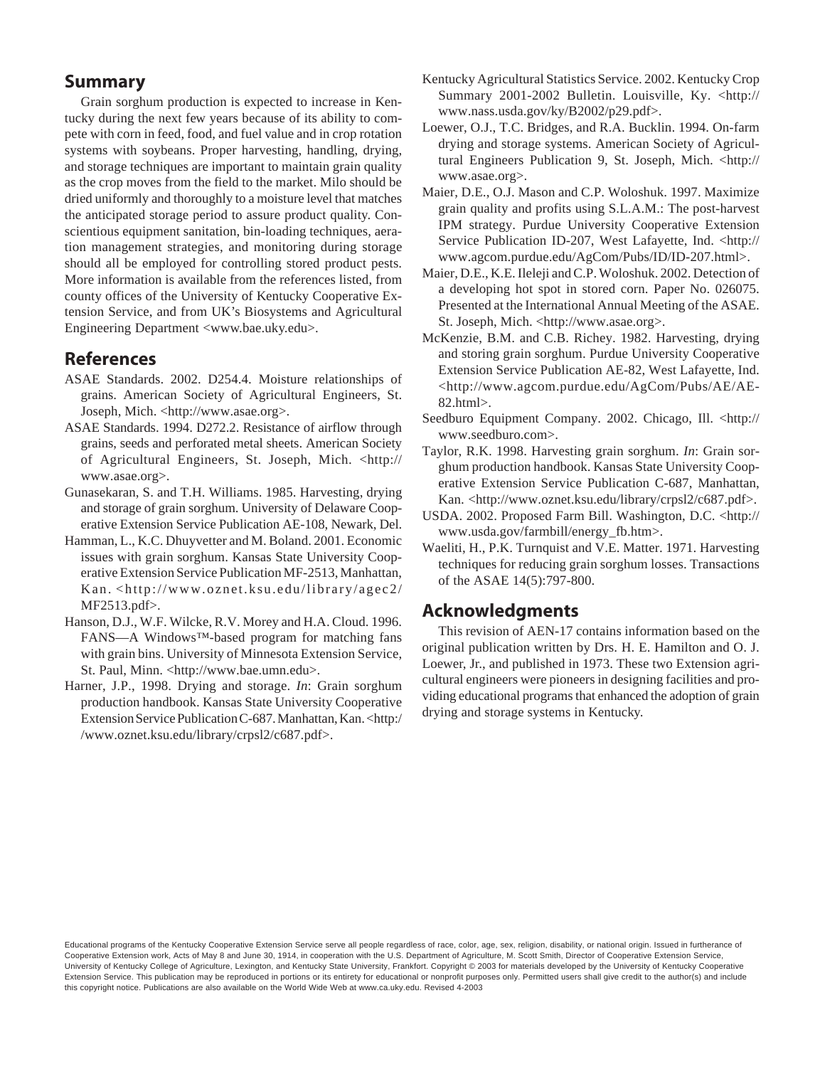## Summary

Grain sorghum production is expected to increase in Kentucky during the next few years because of its ability to compete with corn in feed, food, and fuel value and in crop rotation systems with soybeans. Proper harvesting, handling, drying, and storage techniques are important to maintain grain quality as the crop moves from the field to the market. Milo should be dried uniformly and thoroughly to a moisture level that matches the anticipated storage period to assure product quality. Conscientious equipment sanitation, bin-loading techniques, aeration management strategies, and monitoring during storage should all be employed for controlling stored product pests. More information is available from the references listed, from county offices of the University of Kentucky Cooperative Extension Service, and from UK's Biosystems and Agricultural Engineering Department <www.bae.uky.edu>.

## References

ASAE Standards. 2002. D254.4. Moisture relationships of grains. American Society of Agricultural Engineers, St. Joseph, Mich. <http://www.asae.org>.

ASAE Standards. 1994. D272.2. Resistance of airflow through grains, seeds and perforated metal sheets. American Society of Agricultural Engineers, St. Joseph, Mich. <http://www.asae.org>.

Gunasekaran, S. and T.H. Williams. 1985. Harvesting, drying and storage of grain sorghum. University of Delaware Cooperative Extension Service Publication AE-108, Newark, Del.

Hamman, L., K.C. Dhuyvetter and M. Boland. 2001. Economic issues with grain sorghum. Kansas State University Cooperative Extension Service Publication MF-2513, Manhattan, Kan. <http://www.oznet.ksu.edu/library/agec2/MF2513.pdf>.

Hanson, D.J., W.F. Wilcke, R.V. Morey and H.A. Cloud. 1996. FANS—A Windows™-based program for matching fans with grain bins. University of Minnesota Extension Service, St. Paul, Minn. <http://www.bae.umn.edu>.

Harner, J.P., 1998. Drying and storage. *In*: Grain sorghum production handbook. Kansas State University Cooperative Extension Service Publication C-687. Manhattan, Kan. <http://www.oznet.ksu.edu/library/crpsl2/c687.pdf>.

Kentucky Agricultural Statistics Service. 2002. Kentucky Crop Summary 2001-2002 Bulletin. Louisville, Ky. <http://www.nass.usda.gov/ky/B2002/p29.pdf>.

Loewer, O.J., T.C. Bridges, and R.A. Bucklin. 1994. On-farm drying and storage systems. American Society of Agricultural Engineers Publication 9, St. Joseph, Mich. <http://www.asae.org>.

Maier, D.E., O.J. Mason and C.P. Woloshuk. 1997. Maximize grain quality and profits using S.L.A.M.: The post-harvest IPM strategy. Purdue University Cooperative Extension Service Publication ID-207, West Lafayette, Ind. <http://www.agcom.purdue.edu/AgCom/Pubs/ID/ID-207.html>.

Maier, D.E., K.E. Ileleji and C.P. Woloshuk. 2002. Detection of a developing hot spot in stored corn. Paper No. 026075. Presented at the International Annual Meeting of the ASAE. St. Joseph, Mich. <http://www.asae.org>.

McKenzie, B.M. and C.B. Richey. 1982. Harvesting, drying and storing grain sorghum. Purdue University Cooperative Extension Service Publication AE-82, West Lafayette, Ind. <http://www.agcom.purdue.edu/AgCom/Pubs/AE/AE-82.html>.

Seedburo Equipment Company. 2002. Chicago, Ill. <http://www.seedburo.com>.

Taylor, R.K. 1998. Harvesting grain sorghum. *In*: Grain sorghum production handbook. Kansas State University Cooperative Extension Service Publication C-687, Manhattan, Kan. <http://www.oznet.ksu.edu/library/crpsl2/c687.pdf>.

USDA. 2002. Proposed Farm Bill. Washington, D.C. <http://www.usda.gov/farmbill/energy_fb.htm>.

Waeliti, H., P.K. Turnquist and V.E. Matter. 1971. Harvesting techniques for reducing grain sorghum losses. Transactions of the ASAE 14(5):797-800.

## Acknowledgments

This revision of AEN-17 contains information based on the original publication written by Drs. H. E. Hamilton and O. J. Loewer, Jr., and published in 1973. These two Extension agricultural engineers were pioneers in designing facilities and providing educational programs that enhanced the adoption of grain drying and storage systems in Kentucky.

Educational programs of the Kentucky Cooperative Extension Service serve all people regardless of race, color, age, sex, religion, disability, or national origin. Issued in furtherance of Cooperative Extension work, Acts of May 8 and June 30, 1914, in cooperation with the U.S. Department of Agriculture, M. Scott Smith, Director of Cooperative Extension Service, University of Kentucky College of Agriculture, Lexington, and Kentucky State University, Frankfort. Copyright © 2003 for materials developed by the University of Kentucky Cooperative Extension Service. This publication may be reproduced in portions or its entirety for educational or nonprofit purposes only. Permitted users shall give credit to the author(s) and include this copyright notice. Publications are also available on the World Wide Web at www.ca.uky.edu. Revised 4-2003